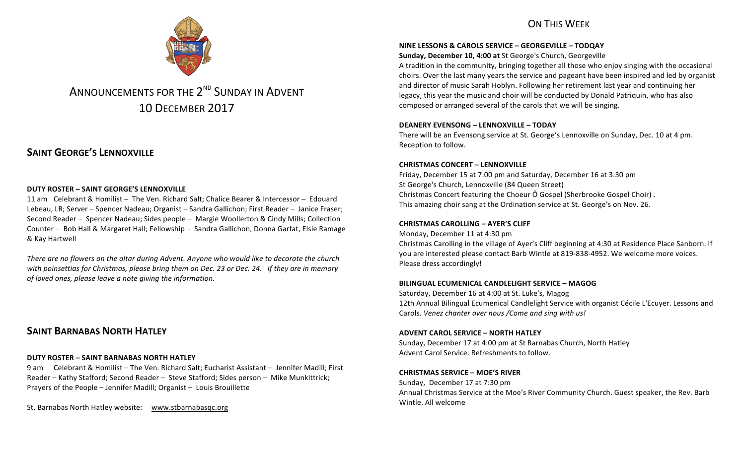# ANNOUNCEMENTS FOR THE 2ND SUNDAY IN ADVENT

# 10 DECEMBER 2017

## SAINT GEORGE'S LENNOXVILLE

### DUTY ROSTER – SAINT GEORGE'S LENNOXVILLE

11 am Celebrant & Homilist – The Ven. Richard Salt; Chalice Bearer & Intercessor – Edouard Lebeau, LR; Server – Spencer Nadeau; Organist – Sandra Gallichon; First Reader – Janice Fraser; Second Reader – Spencer Nadeau; Sides people – Margie Woollerton & Cindy Mills; Collection Counter – Bob Hall & Margaret Hall; Fellowship – Sandra Gallichon, Donna Garfat, Elsie Ramage & Kay Hartwell

*There are no flowers on the altar during Advent. Anyone who would like to decorate the church with poinsettias for Christmas, please bring them on Dec. 23 or Dec. 24. If they are in memory of loved ones, please leave a note giving the information.*

## SAINT BARNABAS NORTH HATLEY

### DUTY ROSTER – SAINT BARNABAS NORTH HATLEY

9 am Celebrant & Homilist – The Ven. Richard Salt; Eucharist Assistant – Jennifer Madill; First Reader – Kathy Stafford; Second Reader – Steve Stafford; Sides person – Mike Munkittrick; Prayers of the People – Jennifer Madill; Organist – Louis Brouillette

St. Barnabas North Hatley website: www.stbarnabasqc.org

## ON THIS WEEK

### NINE LESSONS & CAROLS SERVICE – GEORGEVILLE – TODQAY

**Sunday, December 10, 4:00 at** St George's Church, Georgeville

A tradition in the community, bringing together all those who enjoy singing with the occasional choirs. Over the last many years the service and pageant have been inspired and led by organist and director of music Sarah Hoblyn. Following her retirement last year and continuing her legacy, this year the music and choir will be conducted by Donald Patriquin, who has also composed or arranged several of the carols that we will be singing.

### DEANERY EVENSONG – LENNOXVILLE – TODAY

There will be an Evensong service at St. George's Lennoxville on Sunday, Dec. 10 at 4 pm. Reception to follow.

### CHRISTMAS CONCERT – LENNOXVILLE

Friday, December 15 at 7:00 pm and Saturday, December 16 at 3:30 pm
St George's Church, Lennoxville (84 Queen Street)
Christmas Concert featuring the Choeur Ô Gospel (Sherbrooke Gospel Choir) .
This amazing choir sang at the Ordination service at St. George's on Nov. 26.

### CHRISTMAS CAROLLING – AYER'S CLIFF

Monday, December 11 at 4:30 pm
Christmas Carolling in the village of Ayer's Cliff beginning at 4:30 at Residence Place Sanborn. If you are interested please contact Barb Wintle at 819-838-4952. We welcome more voices. Please dress accordingly!

### BILINGUAL ECUMENICAL CANDLELIGHT SERVICE – MAGOG

Saturday, December 16 at 4:00 at St. Luke's, Magog
12th Annual Bilingual Ecumenical Candlelight Service with organist Cécile L'Ecuyer. Lessons and Carols. *Venez chanter aver nous /Come and sing with us!*

### ADVENT CAROL SERVICE – NORTH HATLEY

Sunday, December 17 at 4:00 pm at St Barnabas Church, North Hatley
Advent Carol Service. Refreshments to follow.

### CHRISTMAS SERVICE – MOE'S RIVER

Sunday, December 17 at 7:30 pm
Annual Christmas Service at the Moe's River Community Church. Guest speaker, the Rev. Barb Wintle. All welcome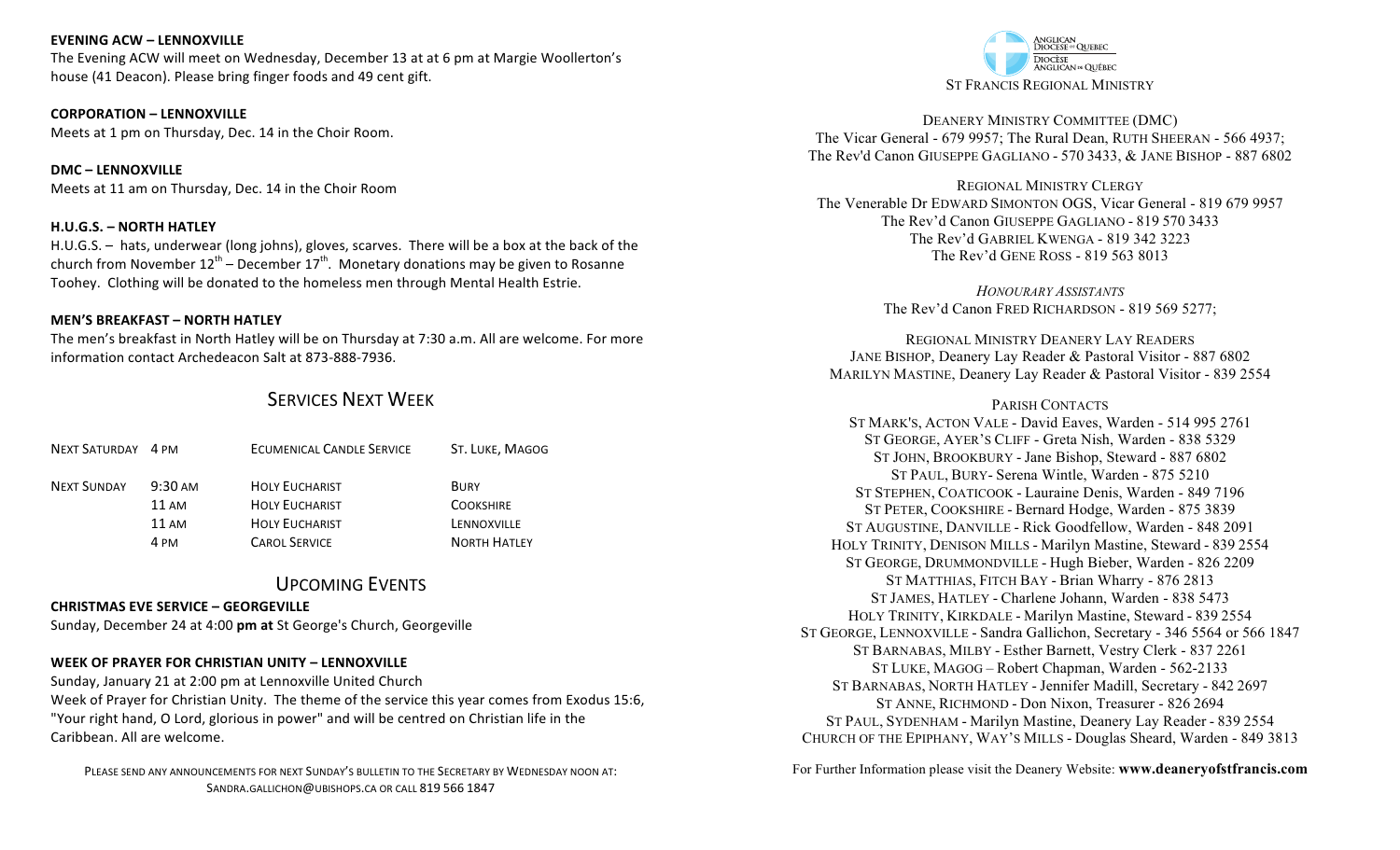**EVENING ACW – LENNOXVILLE**

The Evening ACW will meet on Wednesday, December 13 at at 6 pm at Margie Woollerton's house (41 Deacon). Please bring finger foods and 49 cent gift.

**CORPORATION – LENNOXVILLE**

Meets at 1 pm on Thursday, Dec. 14 in the Choir Room.

**DMC – LENNOXVILLE**

Meets at 11 am on Thursday, Dec. 14 in the Choir Room

**H.U.G.S. – NORTH HATLEY**

H.U.G.S. – hats, underwear (long johns), gloves, scarves. There will be a box at the back of the church from November 12th – December 17th. Monetary donations may be given to Rosanne Toohey. Clothing will be donated to the homeless men through Mental Health Estrie.

**MEN'S BREAKFAST – NORTH HATLEY**

The men's breakfast in North Hatley will be on Thursday at 7:30 a.m. All are welcome. For more information contact Archedeacon Salt at 873-888-7936.

## SERVICES NEXT WEEK

| | | | |
|---|---|---|---|
| NEXT SATURDAY | 4 PM | ECUMENICAL CANDLE SERVICE | ST. LUKE, MAGOG |
| NEXT SUNDAY | 9:30 AM | HOLY EUCHARIST | BURY |
| | 11 AM | HOLY EUCHARIST | COOKSHIRE |
| | 11 AM | HOLY EUCHARIST | LENNOXVILLE |
| | 4 PM | CAROL SERVICE | NORTH HATLEY |

## UPCOMING EVENTS

**CHRISTMAS EVE SERVICE – GEORGEVILLE**

Sunday, December 24 at 4:00 **pm at** St George's Church, Georgeville

**WEEK OF PRAYER FOR CHRISTIAN UNITY – LENNOXVILLE**

Sunday, January 21 at 2:00 pm at Lennoxville United Church

Week of Prayer for Christian Unity. The theme of the service this year comes from Exodus 15:6, "Your right hand, O Lord, glorious in power" and will be centred on Christian life in the Caribbean. All are welcome.

PLEASE SEND ANY ANNOUNCEMENTS FOR NEXT SUNDAY'S BULLETIN TO THE SECRETARY BY WEDNESDAY NOON AT: SANDRA.GALLICHON@UBISHOPS.CA OR CALL 819 566 1847

ANGLICAN DIOCESE OF QUEBEC
DIOCÈSE ANGLICAN DE QUÉBEC

ST FRANCIS REGIONAL MINISTRY

DEANERY MINISTRY COMMITTEE (DMC)

The Vicar General - 679 9957; The Rural Dean, RUTH SHEERAN - 566 4937;
The Rev'd Canon GIUSEPPE GAGLIANO - 570 3433, & JANE BISHOP - 887 6802

REGIONAL MINISTRY CLERGY

The Venerable Dr EDWARD SIMONTON OGS, Vicar General - 819 679 9957
The Rev'd Canon GIUSEPPE GAGLIANO - 819 570 3433
The Rev'd GABRIEL KWENGA - 819 342 3223
The Rev'd GENE ROSS - 819 563 8013

*HONOURARY ASSISTANTS*

The Rev'd Canon FRED RICHARDSON - 819 569 5277;

REGIONAL MINISTRY DEANERY LAY READERS

JANE BISHOP, Deanery Lay Reader & Pastoral Visitor - 887 6802
MARILYN MASTINE, Deanery Lay Reader & Pastoral Visitor - 839 2554

PARISH CONTACTS

ST MARK'S, ACTON VALE - David Eaves, Warden - 514 995 2761
ST GEORGE, AYER'S CLIFF - Greta Nish, Warden - 838 5329
ST JOHN, BROOKBURY - Jane Bishop, Steward - 887 6802
ST PAUL, BURY- Serena Wintle, Warden - 875 5210
ST STEPHEN, COATICOOK - Lauraine Denis, Warden - 849 7196
ST PETER, COOKSHIRE - Bernard Hodge, Warden - 875 3839
ST AUGUSTINE, DANVILLE - Rick Goodfellow, Warden - 848 2091
HOLY TRINITY, DENISON MILLS - Marilyn Mastine, Steward - 839 2554
ST GEORGE, DRUMMONDVILLE - Hugh Bieber, Warden - 826 2209
ST MATTHIAS, FITCH BAY - Brian Wharry - 876 2813
ST JAMES, HATLEY - Charlene Johann, Warden - 838 5473
HOLY TRINITY, KIRKDALE - Marilyn Mastine, Steward - 839 2554
ST GEORGE, LENNOXVILLE - Sandra Gallichon, Secretary - 346 5564 or 566 1847
ST BARNABAS, MILBY - Esther Barnett, Vestry Clerk - 837 2261
ST LUKE, MAGOG – Robert Chapman, Warden - 562-2133
ST BARNABAS, NORTH HATLEY - Jennifer Madill, Secretary - 842 2697
ST ANNE, RICHMOND - Don Nixon, Treasurer - 826 2694
ST PAUL, SYDENHAM - Marilyn Mastine, Deanery Lay Reader - 839 2554
CHURCH OF THE EPIPHANY, WAY'S MILLS - Douglas Sheard, Warden - 849 3813

For Further Information please visit the Deanery Website: **www.deaneryofstfrancis.com**